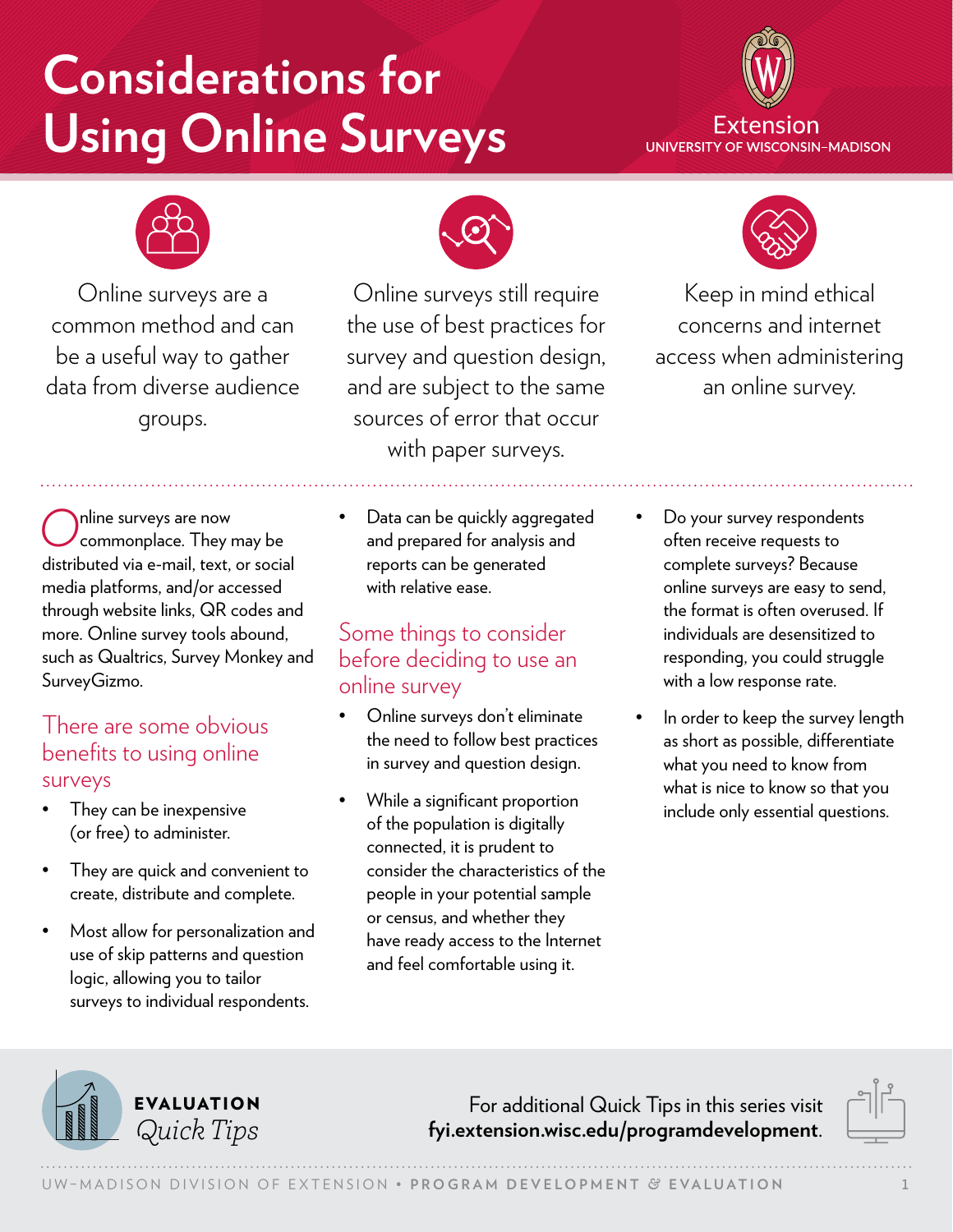# Considerations for Using Online Surveys

Extension
UNIVERSITY OF WISCONSIN–MADISON

Online surveys are a common method and can be a useful way to gather data from diverse audience groups.

Online surveys still require the use of best practices for survey and question design, and are subject to the same sources of error that occur with paper surveys.

Keep in mind ethical concerns and internet access when administering an online survey.

Online surveys are now commonplace. They may be distributed via e-mail, text, or social media platforms, and/or accessed through website links, QR codes and more. Online survey tools abound, such as Qualtrics, Survey Monkey and SurveyGizmo.

## There are some obvious benefits to using online surveys

- They can be inexpensive (or free) to administer.
- They are quick and convenient to create, distribute and complete.
- Most allow for personalization and use of skip patterns and question logic, allowing you to tailor surveys to individual respondents.
- Data can be quickly aggregated and prepared for analysis and reports can be generated with relative ease.

## Some things to consider before deciding to use an online survey

- Online surveys don't eliminate the need to follow best practices in survey and question design.
- While a significant proportion of the population is digitally connected, it is prudent to consider the characteristics of the people in your potential sample or census, and whether they have ready access to the Internet and feel comfortable using it.
- Do your survey respondents often receive requests to complete surveys? Because online surveys are easy to send, the format is often overused. If individuals are desensitized to responding, you could struggle with a low response rate.
- In order to keep the survey length as short as possible, differentiate what you need to know from what is nice to know so that you include only essential questions.

**EVALUATION** *Quick Tips*

For additional Quick Tips in this series visit **fyi.extension.wisc.edu/programdevelopment**.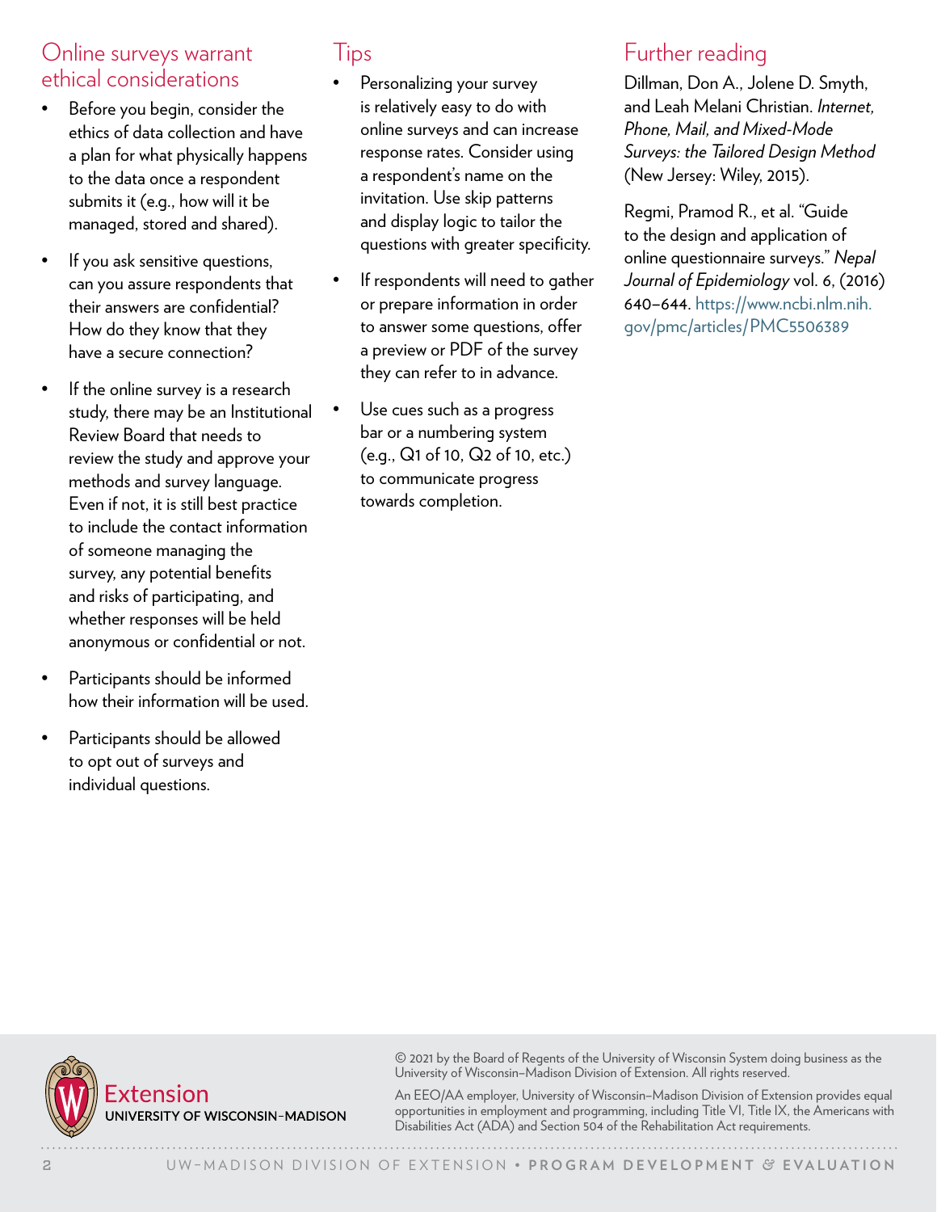## Online surveys warrant ethical considerations

- Before you begin, consider the ethics of data collection and have a plan for what physically happens to the data once a respondent submits it (e.g., how will it be managed, stored and shared).
- If you ask sensitive questions, can you assure respondents that their answers are confidential? How do they know that they have a secure connection?
- If the online survey is a research study, there may be an Institutional Review Board that needs to review the study and approve your methods and survey language. Even if not, it is still best practice to include the contact information of someone managing the survey, any potential benefits and risks of participating, and whether responses will be held anonymous or confidential or not.
- Participants should be informed how their information will be used.
- Participants should be allowed to opt out of surveys and individual questions.

## Tips

- Personalizing your survey is relatively easy to do with online surveys and can increase response rates. Consider using a respondent's name on the invitation. Use skip patterns and display logic to tailor the questions with greater specificity.
- If respondents will need to gather or prepare information in order to answer some questions, offer a preview or PDF of the survey they can refer to in advance.
- Use cues such as a progress bar or a numbering system (e.g., Q1 of 10, Q2 of 10, etc.) to communicate progress towards completion.

## Further reading

Dillman, Don A., Jolene D. Smyth, and Leah Melani Christian. *Internet, Phone, Mail, and Mixed-Mode Surveys: the Tailored Design Method* (New Jersey: Wiley, 2015).

Regmi, Pramod R., et al. "Guide to the design and application of online questionnaire surveys." *Nepal Journal of Epidemiology* vol. 6, (2016) 640–644. https://www.ncbi.nlm.nih.gov/pmc/articles/PMC5506389

Extension
UNIVERSITY OF WISCONSIN–MADISON

© 2021 by the Board of Regents of the University of Wisconsin System doing business as the University of Wisconsin–Madison Division of Extension. All rights reserved.

An EEO/AA employer, University of Wisconsin–Madison Division of Extension provides equal opportunities in employment and programming, including Title VI, Title IX, the Americans with Disabilities Act (ADA) and Section 504 of the Rehabilitation Act requirements.